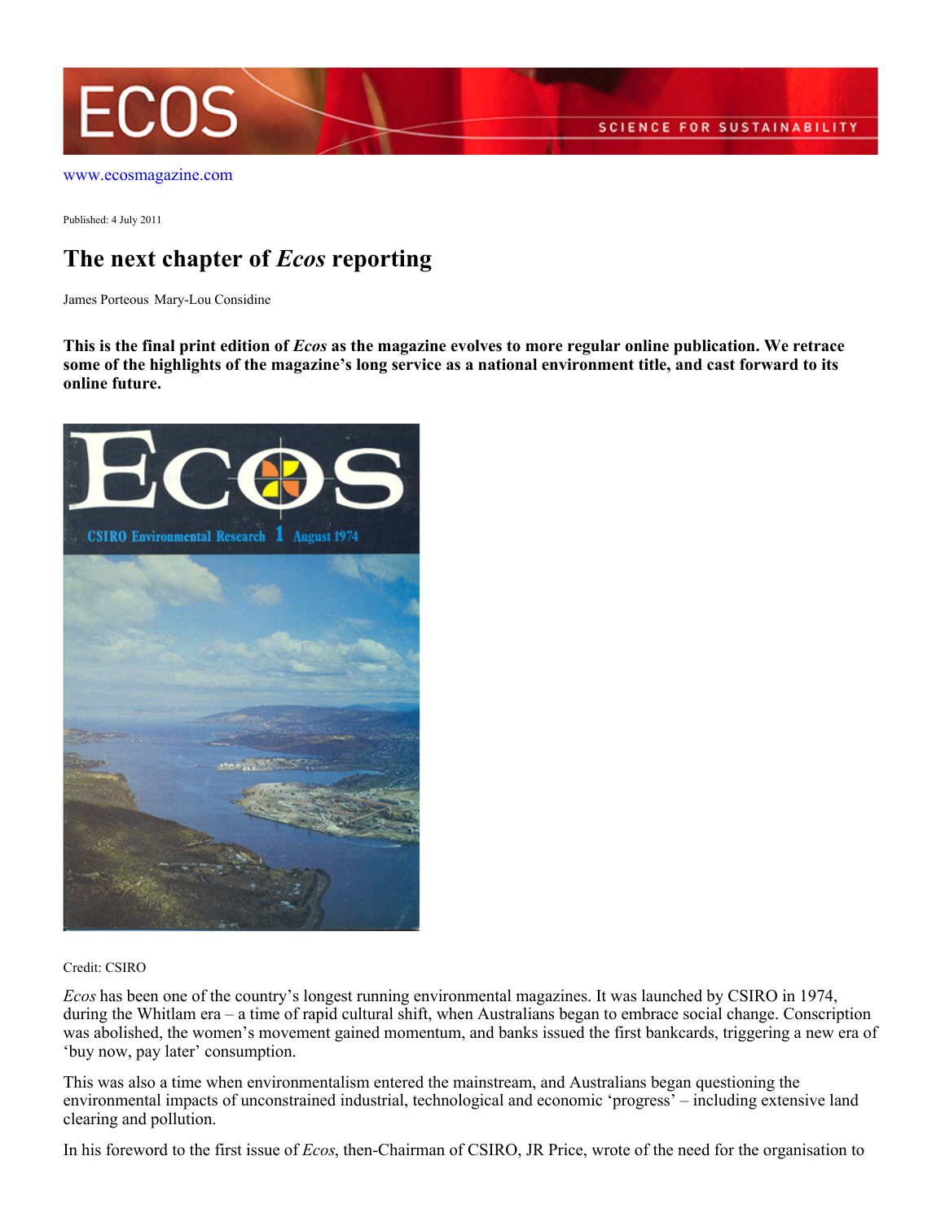www.ecosmagazine.com

Published: 4 July 2011

# The next chapter of *Ecos* reporting

James Porteous Mary-Lou Considine

**This is the final print edition of *Ecos* as the magazine evolves to more regular online publication. We retrace some of the highlights of the magazine's long service as a national environment title, and cast forward to its online future.**

Credit: CSIRO

*Ecos* has been one of the country's longest running environmental magazines. It was launched by CSIRO in 1974, during the Whitlam era – a time of rapid cultural shift, when Australians began to embrace social change. Conscription was abolished, the women's movement gained momentum, and banks issued the first bankcards, triggering a new era of 'buy now, pay later' consumption.

This was also a time when environmentalism entered the mainstream, and Australians began questioning the environmental impacts of unconstrained industrial, technological and economic 'progress' – including extensive land clearing and pollution.

In his foreword to the first issue of *Ecos*, then-Chairman of CSIRO, JR Price, wrote of the need for the organisation to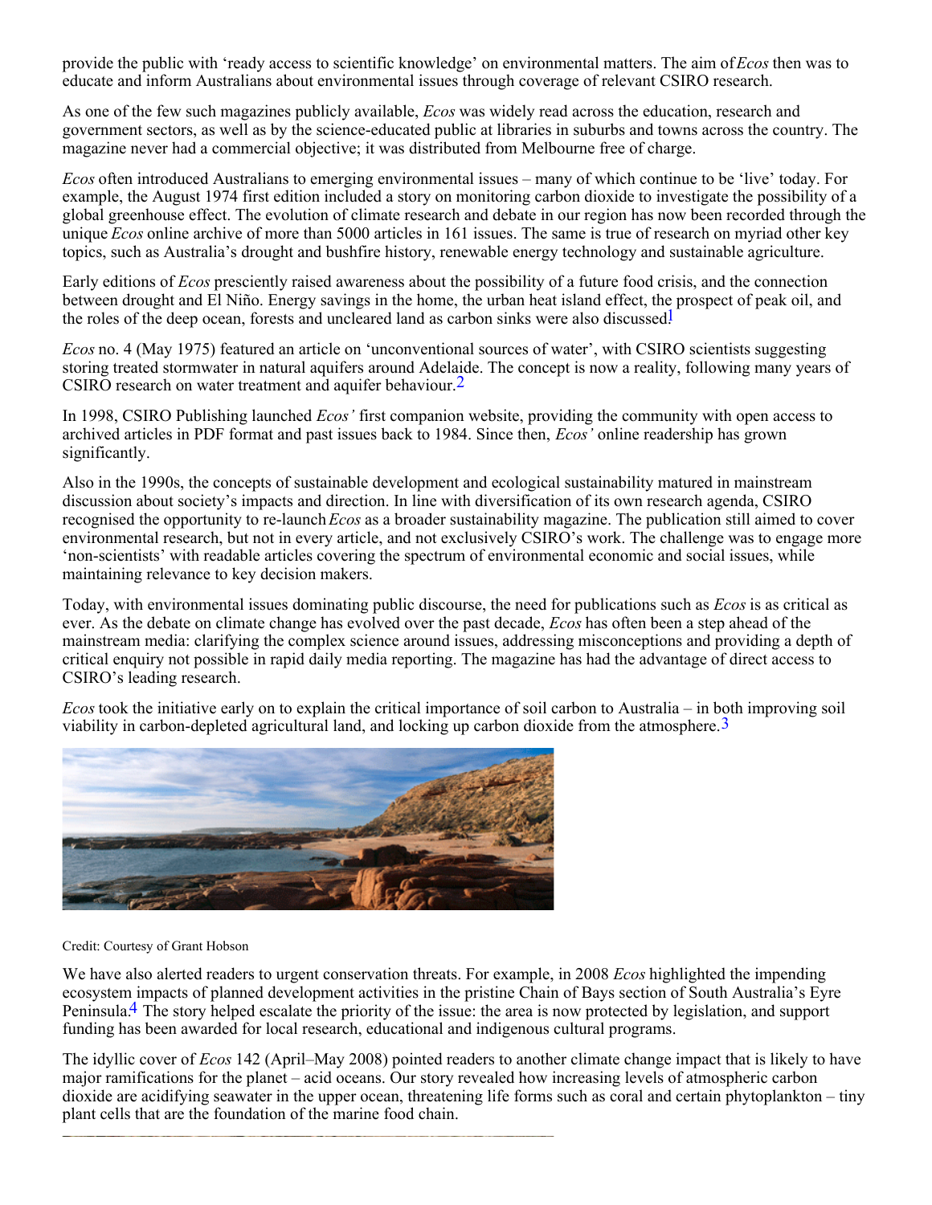provide the public with 'ready access to scientific knowledge' on environmental matters. The aim of *Ecos* then was to educate and inform Australians about environmental issues through coverage of relevant CSIRO research.

As one of the few such magazines publicly available, *Ecos* was widely read across the education, research and government sectors, as well as by the science-educated public at libraries in suburbs and towns across the country. The magazine never had a commercial objective; it was distributed from Melbourne free of charge.

*Ecos* often introduced Australians to emerging environmental issues – many of which continue to be 'live' today. For example, the August 1974 first edition included a story on monitoring carbon dioxide to investigate the possibility of a global greenhouse effect. The evolution of climate research and debate in our region has now been recorded through the unique *Ecos* online archive of more than 5000 articles in 161 issues. The same is true of research on myriad other key topics, such as Australia's drought and bushfire history, renewable energy technology and sustainable agriculture.

Early editions of *Ecos* presciently raised awareness about the possibility of a future food crisis, and the connection between drought and El Niño. Energy savings in the home, the urban heat island effect, the prospect of peak oil, and the roles of the deep ocean, forests and uncleared land as carbon sinks were also discussed.[1]

*Ecos* no. 4 (May 1975) featured an article on 'unconventional sources of water', with CSIRO scientists suggesting storing treated stormwater in natural aquifers around Adelaide. The concept is now a reality, following many years of CSIRO research on water treatment and aquifer behaviour.[2]

In 1998, CSIRO Publishing launched *Ecos'* first companion website, providing the community with open access to archived articles in PDF format and past issues back to 1984. Since then, *Ecos'* online readership has grown significantly.

Also in the 1990s, the concepts of sustainable development and ecological sustainability matured in mainstream discussion about society's impacts and direction. In line with diversification of its own research agenda, CSIRO recognised the opportunity to re-launch *Ecos* as a broader sustainability magazine. The publication still aimed to cover environmental research, but not in every article, and not exclusively CSIRO's work. The challenge was to engage more 'non-scientists' with readable articles covering the spectrum of environmental economic and social issues, while maintaining relevance to key decision makers.

Today, with environmental issues dominating public discourse, the need for publications such as *Ecos* is as critical as ever. As the debate on climate change has evolved over the past decade, *Ecos* has often been a step ahead of the mainstream media: clarifying the complex science around issues, addressing misconceptions and providing a depth of critical enquiry not possible in rapid daily media reporting. The magazine has had the advantage of direct access to CSIRO's leading research.

*Ecos* took the initiative early on to explain the critical importance of soil carbon to Australia – in both improving soil viability in carbon-depleted agricultural land, and locking up carbon dioxide from the atmosphere.[3]

Credit: Courtesy of Grant Hobson

We have also alerted readers to urgent conservation threats. For example, in 2008 *Ecos* highlighted the impending ecosystem impacts of planned development activities in the pristine Chain of Bays section of South Australia's Eyre Peninsula.[4] The story helped escalate the priority of the issue: the area is now protected by legislation, and support funding has been awarded for local research, educational and indigenous cultural programs.

The idyllic cover of *Ecos* 142 (April–May 2008) pointed readers to another climate change impact that is likely to have major ramifications for the planet – acid oceans. Our story revealed how increasing levels of atmospheric carbon dioxide are acidifying seawater in the upper ocean, threatening life forms such as coral and certain phytoplankton – tiny plant cells that are the foundation of the marine food chain.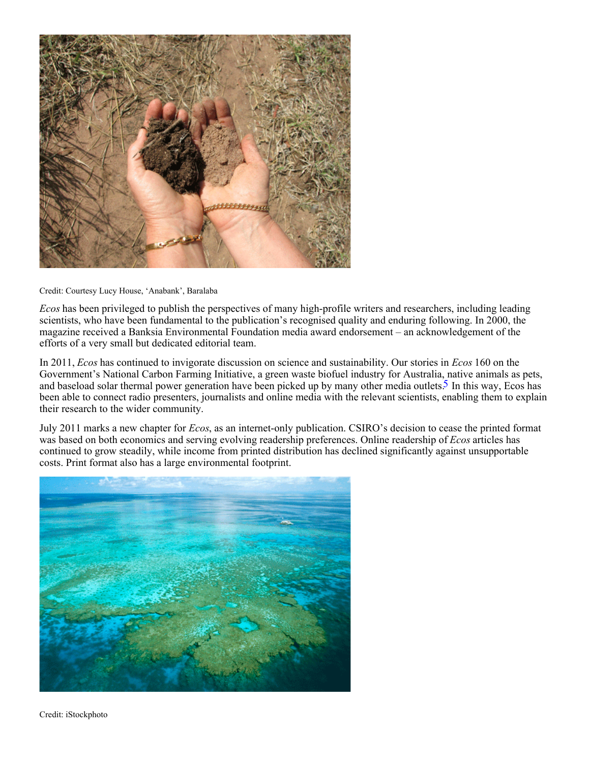Credit: Courtesy Lucy House, 'Anabank', Baralaba

*Ecos* has been privileged to publish the perspectives of many high-profile writers and researchers, including leading scientists, who have been fundamental to the publication's recognised quality and enduring following. In 2000, the magazine received a Banksia Environmental Foundation media award endorsement – an acknowledgement of the efforts of a very small but dedicated editorial team.

In 2011, *Ecos* has continued to invigorate discussion on science and sustainability. Our stories in *Ecos* 160 on the Government's National Carbon Farming Initiative, a green waste biofuel industry for Australia, native animals as pets, and baseload solar thermal power generation have been picked up by many other media outlets.[5] In this way, Ecos has been able to connect radio presenters, journalists and online media with the relevant scientists, enabling them to explain their research to the wider community.

July 2011 marks a new chapter for *Ecos*, as an internet-only publication. CSIRO's decision to cease the printed format was based on both economics and serving evolving readership preferences. Online readership of *Ecos* articles has continued to grow steadily, while income from printed distribution has declined significantly against unsupportable costs. Print format also has a large environmental footprint.

Credit: iStockphoto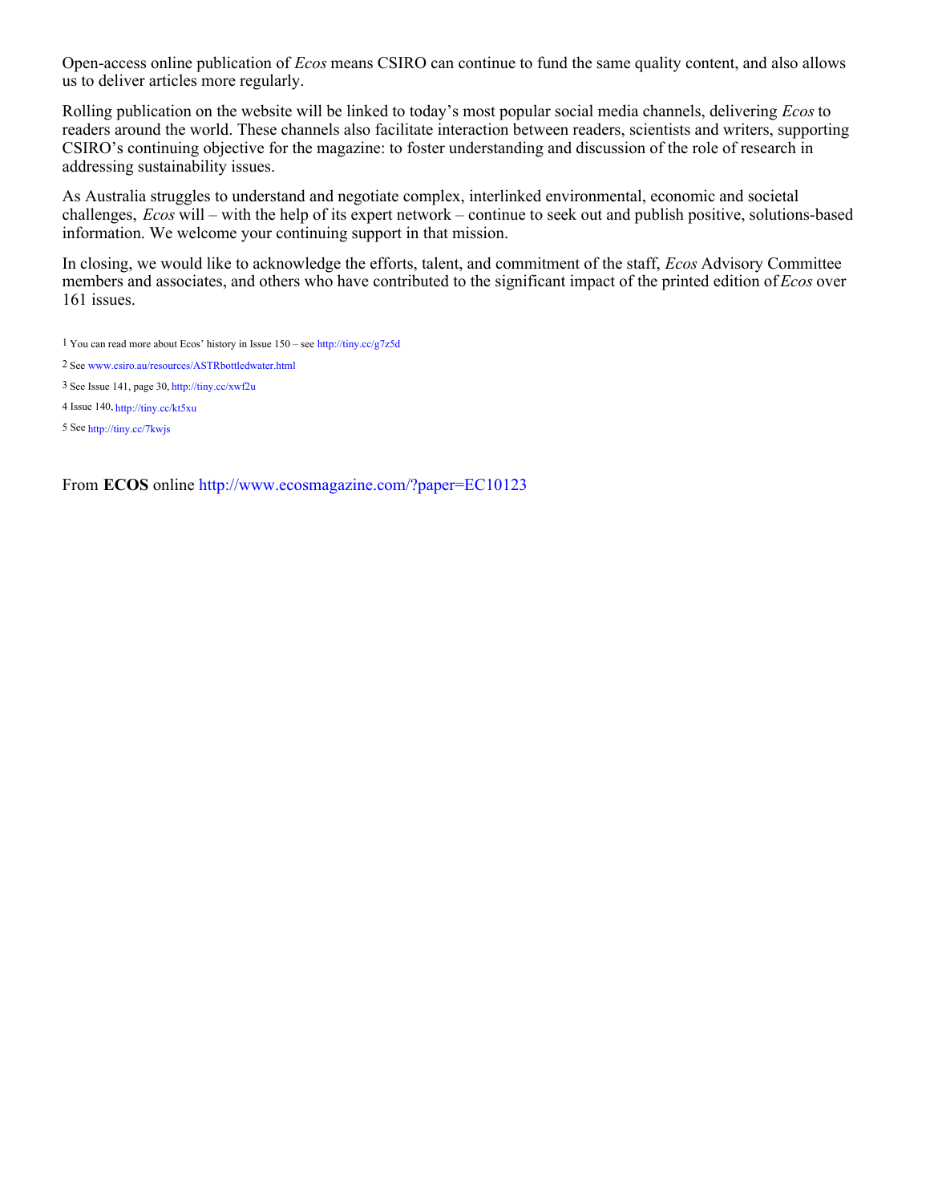Open-access online publication of *Ecos* means CSIRO can continue to fund the same quality content, and also allows us to deliver articles more regularly.

Rolling publication on the website will be linked to today's most popular social media channels, delivering *Ecos* to readers around the world. These channels also facilitate interaction between readers, scientists and writers, supporting CSIRO's continuing objective for the magazine: to foster understanding and discussion of the role of research in addressing sustainability issues.

As Australia struggles to understand and negotiate complex, interlinked environmental, economic and societal challenges, *Ecos* will – with the help of its expert network – continue to seek out and publish positive, solutions-based information. We welcome your continuing support in that mission.

In closing, we would like to acknowledge the efforts, talent, and commitment of the staff, *Ecos* Advisory Committee members and associates, and others who have contributed to the significant impact of the printed edition of *Ecos* over 161 issues.

1 You can read more about Ecos' history in Issue 150 – see http://tiny.cc/g7z5d

2 See www.csiro.au/resources/ASTRbottledwater.html

3 See Issue 141, page 30, http://tiny.cc/xwf2u

4 Issue 140, http://tiny.cc/kt5xu

5 See http://tiny.cc/7kwjs

From **ECOS** online http://www.ecosmagazine.com/?paper=EC10123